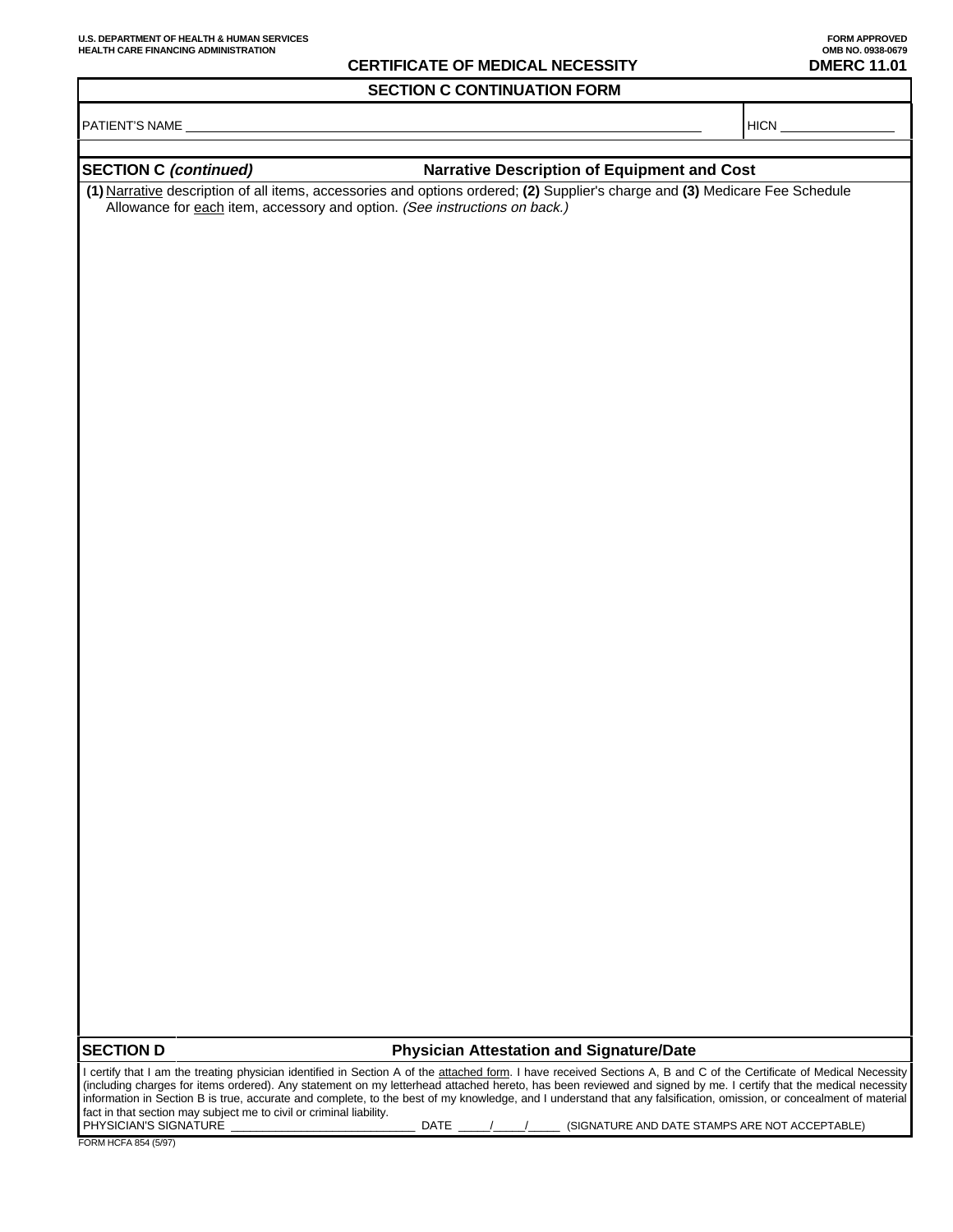U.S. DEPARTMENT OF HEALTH & HUMAN SERVICES
HEALTH CARE FINANCING ADMINISTRATION

FORM APPROVED
OMB NO. 0938-0679

# CERTIFICATE OF MEDICAL NECESSITY

**DMERC 11.01**

## SECTION C CONTINUATION FORM

PATIENT'S NAME ______________________________ HICN ______________

## SECTION C *(continued)* — Narrative Description of Equipment and Cost

**(1)** Narrative description of all items, accessories and options ordered; **(2)** Supplier's charge and **(3)** Medicare Fee Schedule Allowance for each item, accessory and option. *(See instructions on back.)*

## SECTION D — Physician Attestation and Signature/Date

I certify that I am the treating physician identified in Section A of the attached form. I have received Sections A, B and C of the Certificate of Medical Necessity (including charges for items ordered). Any statement on my letterhead attached hereto, has been reviewed and signed by me. I certify that the medical necessity information in Section B is true, accurate and complete, to the best of my knowledge, and I understand that any falsification, omission, or concealment of material fact in that section may subject me to civil or criminal liability.

PHYSICIAN'S SIGNATURE ____________________ DATE _____/_____/_____ (SIGNATURE AND DATE STAMPS ARE NOT ACCEPTABLE)

FORM HCFA 854 (5/97)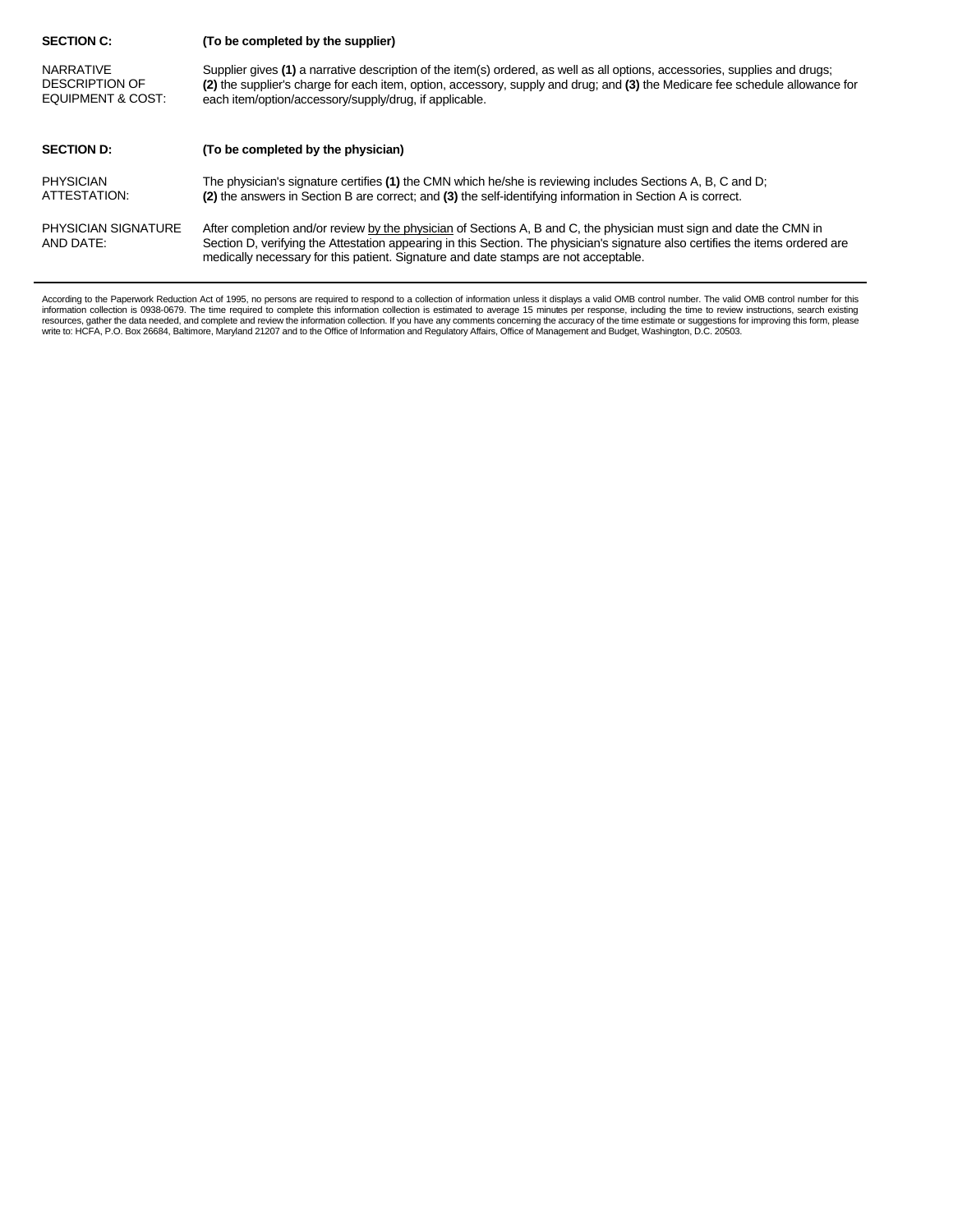**SECTION C:** **(To be completed by the supplier)**

NARRATIVE DESCRIPTION OF EQUIPMENT & COST: Supplier gives **(1)** a narrative description of the item(s) ordered, as well as all options, accessories, supplies and drugs; **(2)** the supplier's charge for each item, option, accessory, supply and drug; and **(3)** the Medicare fee schedule allowance for each item/option/accessory/supply/drug, if applicable.

**SECTION D:** **(To be completed by the physician)**

PHYSICIAN ATTESTATION: The physician's signature certifies **(1)** the CMN which he/she is reviewing includes Sections A, B, C and D; **(2)** the answers in Section B are correct; and **(3)** the self-identifying information in Section A is correct.

PHYSICIAN SIGNATURE AND DATE: After completion and/or review <u>by the physician</u> of Sections A, B and C, the physician must sign and date the CMN in Section D, verifying the Attestation appearing in this Section. The physician's signature also certifies the items ordered are medically necessary for this patient. Signature and date stamps are not acceptable.

---

According to the Paperwork Reduction Act of 1995, no persons are required to respond to a collection of information unless it displays a valid OMB control number. The valid OMB control number for this information collection is 0938-0679. The time required to complete this information collection is estimated to average 15 minutes per response, including the time to review instructions, search existing resources, gather the data needed, and complete and review the information collection. If you have any comments concerning the accuracy of the time estimate or suggestions for improving this form, please write to: HCFA, P.O. Box 26684, Baltimore, Maryland 21207 and to the Office of Information and Regulatory Affairs, Office of Management and Budget, Washington, D.C. 20503.